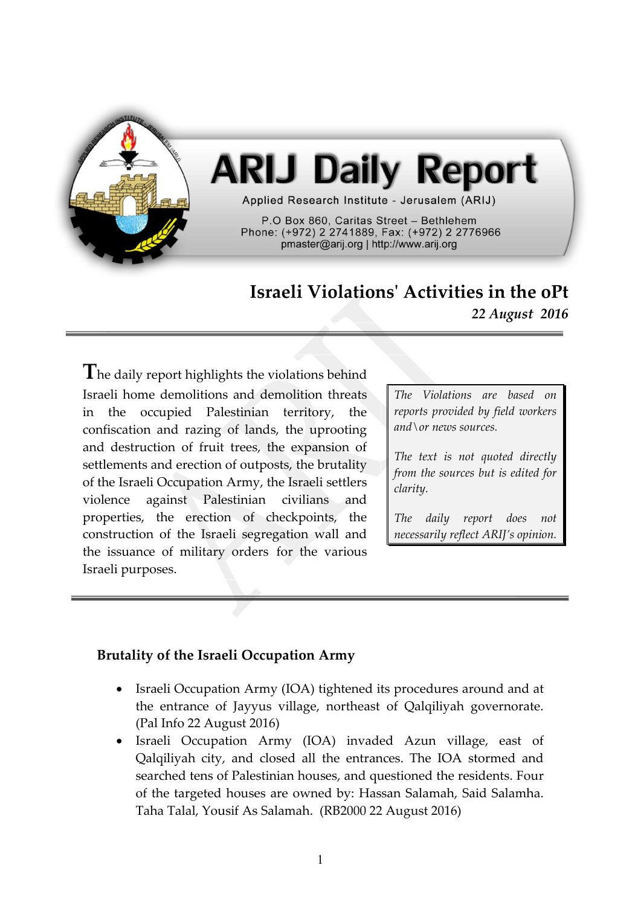# ARIJ Daily Report

Applied Research Institute - Jerusalem (ARIJ)

P.O Box 860, Caritas Street – Bethlehem
Phone: (+972) 2 2741889, Fax: (+972) 2 2776966
pmaster@arij.org | http://www.arij.org

## Israeli Violations' Activities in the oPt

*22 August 2016*

The daily report highlights the violations behind Israeli home demolitions and demolition threats in the occupied Palestinian territory, the confiscation and razing of lands, the uprooting and destruction of fruit trees, the expansion of settlements and erection of outposts, the brutality of the Israeli Occupation Army, the Israeli settlers violence against Palestinian civilians and properties, the erection of checkpoints, the construction of the Israeli segregation wall and the issuance of military orders for the various Israeli purposes.

*The Violations are based on reports provided by field workers and\or news sources.*

*The text is not quoted directly from the sources but is edited for clarity.*

*The daily report does not necessarily reflect ARIJ's opinion.*

### Brutality of the Israeli Occupation Army

- Israeli Occupation Army (IOA) tightened its procedures around and at the entrance of Jayyus village, northeast of Qalqiliyah governorate. (Pal Info 22 August 2016)
- Israeli Occupation Army (IOA) invaded Azun village, east of Qalqiliyah city, and closed all the entrances. The IOA stormed and searched tens of Palestinian houses, and questioned the residents. Four of the targeted houses are owned by: Hassan Salamah, Said Salamha. Taha Talal, Yousif As Salamah. (RB2000 22 August 2016)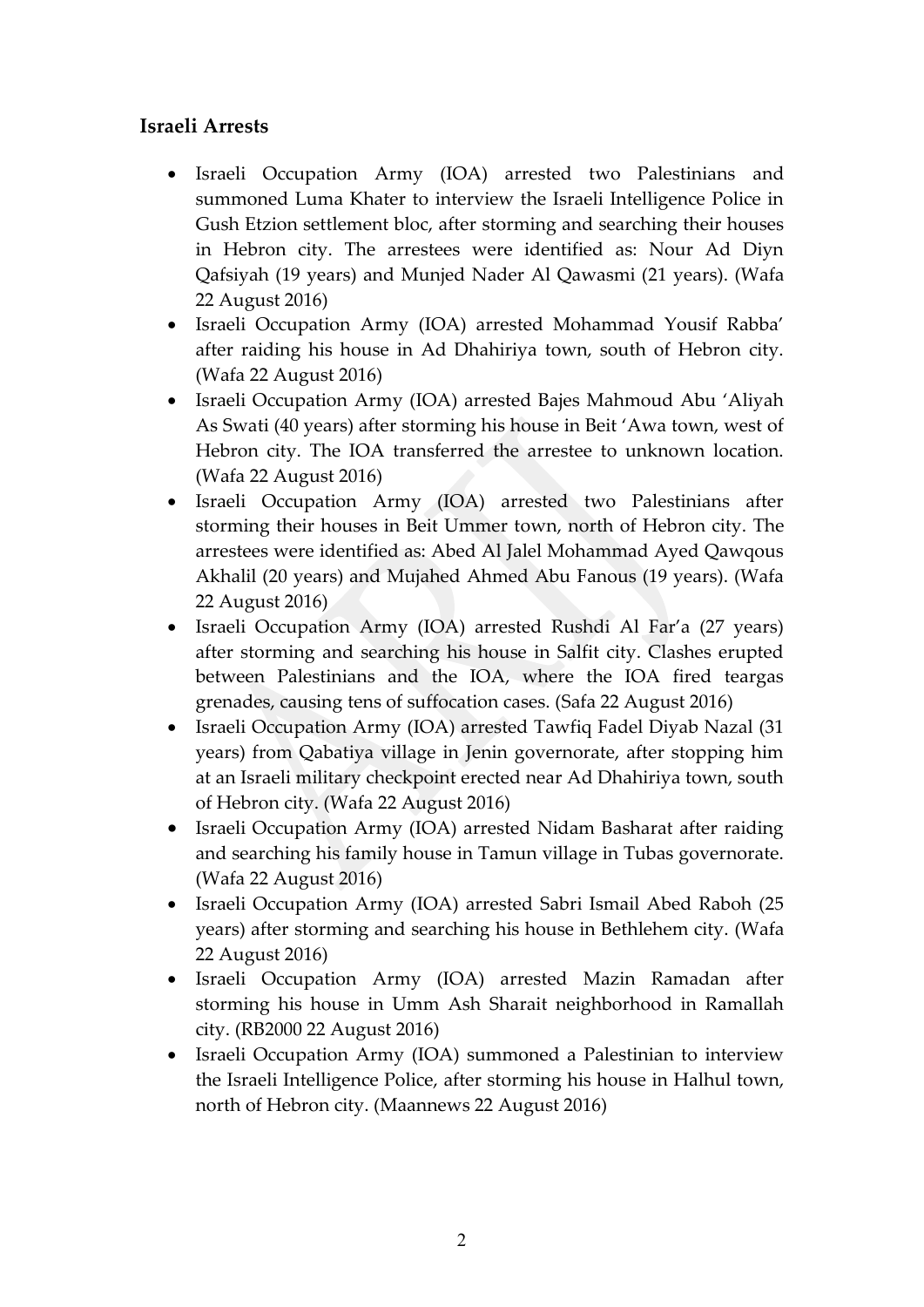### Israeli Arrests

- Israeli Occupation Army (IOA) arrested two Palestinians and summoned Luma Khater to interview the Israeli Intelligence Police in Gush Etzion settlement bloc, after storming and searching their houses in Hebron city. The arrestees were identified as: Nour Ad Diyn Qafsiyah (19 years) and Munjed Nader Al Qawasmi (21 years). (Wafa 22 August 2016)
- Israeli Occupation Army (IOA) arrested Mohammad Yousif Rabba' after raiding his house in Ad Dhahiriya town, south of Hebron city. (Wafa 22 August 2016)
- Israeli Occupation Army (IOA) arrested Bajes Mahmoud Abu 'Aliyah As Swati (40 years) after storming his house in Beit 'Awa town, west of Hebron city. The IOA transferred the arrestee to unknown location. (Wafa 22 August 2016)
- Israeli Occupation Army (IOA) arrested two Palestinians after storming their houses in Beit Ummer town, north of Hebron city. The arrestees were identified as: Abed Al Jalel Mohammad Ayed Qawqous Akhalil (20 years) and Mujahed Ahmed Abu Fanous (19 years). (Wafa 22 August 2016)
- Israeli Occupation Army (IOA) arrested Rushdi Al Far'a (27 years) after storming and searching his house in Salfit city. Clashes erupted between Palestinians and the IOA, where the IOA fired teargas grenades, causing tens of suffocation cases. (Safa 22 August 2016)
- Israeli Occupation Army (IOA) arrested Tawfiq Fadel Diyab Nazal (31 years) from Qabatiya village in Jenin governorate, after stopping him at an Israeli military checkpoint erected near Ad Dhahiriya town, south of Hebron city. (Wafa 22 August 2016)
- Israeli Occupation Army (IOA) arrested Nidam Basharat after raiding and searching his family house in Tamun village in Tubas governorate. (Wafa 22 August 2016)
- Israeli Occupation Army (IOA) arrested Sabri Ismail Abed Raboh (25 years) after storming and searching his house in Bethlehem city. (Wafa 22 August 2016)
- Israeli Occupation Army (IOA) arrested Mazin Ramadan after storming his house in Umm Ash Sharait neighborhood in Ramallah city. (RB2000 22 August 2016)
- Israeli Occupation Army (IOA) summoned a Palestinian to interview the Israeli Intelligence Police, after storming his house in Halhul town, north of Hebron city. (Maannews 22 August 2016)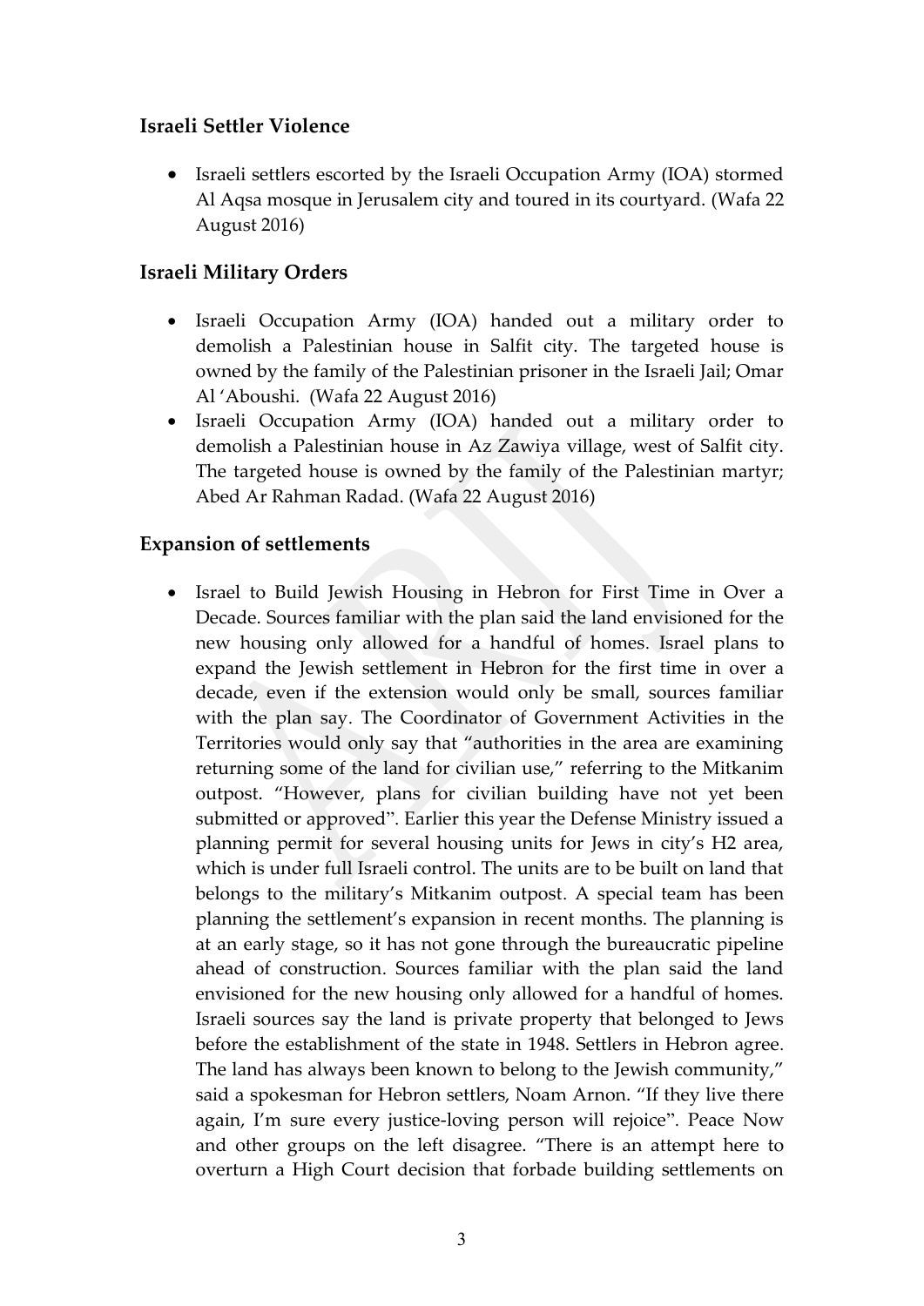## Israeli Settler Violence

- Israeli settlers escorted by the Israeli Occupation Army (IOA) stormed Al Aqsa mosque in Jerusalem city and toured in its courtyard. (Wafa 22 August 2016)

## Israeli Military Orders

- Israeli Occupation Army (IOA) handed out a military order to demolish a Palestinian house in Salfit city. The targeted house is owned by the family of the Palestinian prisoner in the Israeli Jail; Omar Al 'Aboushi. (Wafa 22 August 2016)
- Israeli Occupation Army (IOA) handed out a military order to demolish a Palestinian house in Az Zawiya village, west of Salfit city. The targeted house is owned by the family of the Palestinian martyr; Abed Ar Rahman Radad. (Wafa 22 August 2016)

## Expansion of settlements

- Israel to Build Jewish Housing in Hebron for First Time in Over a Decade. Sources familiar with the plan said the land envisioned for the new housing only allowed for a handful of homes. Israel plans to expand the Jewish settlement in Hebron for the first time in over a decade, even if the extension would only be small, sources familiar with the plan say. The Coordinator of Government Activities in the Territories would only say that "authorities in the area are examining returning some of the land for civilian use," referring to the Mitkanim outpost. "However, plans for civilian building have not yet been submitted or approved". Earlier this year the Defense Ministry issued a planning permit for several housing units for Jews in city's H2 area, which is under full Israeli control. The units are to be built on land that belongs to the military's Mitkanim outpost. A special team has been planning the settlement's expansion in recent months. The planning is at an early stage, so it has not gone through the bureaucratic pipeline ahead of construction. Sources familiar with the plan said the land envisioned for the new housing only allowed for a handful of homes. Israeli sources say the land is private property that belonged to Jews before the establishment of the state in 1948. Settlers in Hebron agree. The land has always been known to belong to the Jewish community," said a spokesman for Hebron settlers, Noam Arnon. "If they live there again, I'm sure every justice-loving person will rejoice". Peace Now and other groups on the left disagree. "There is an attempt here to overturn a High Court decision that forbade building settlements on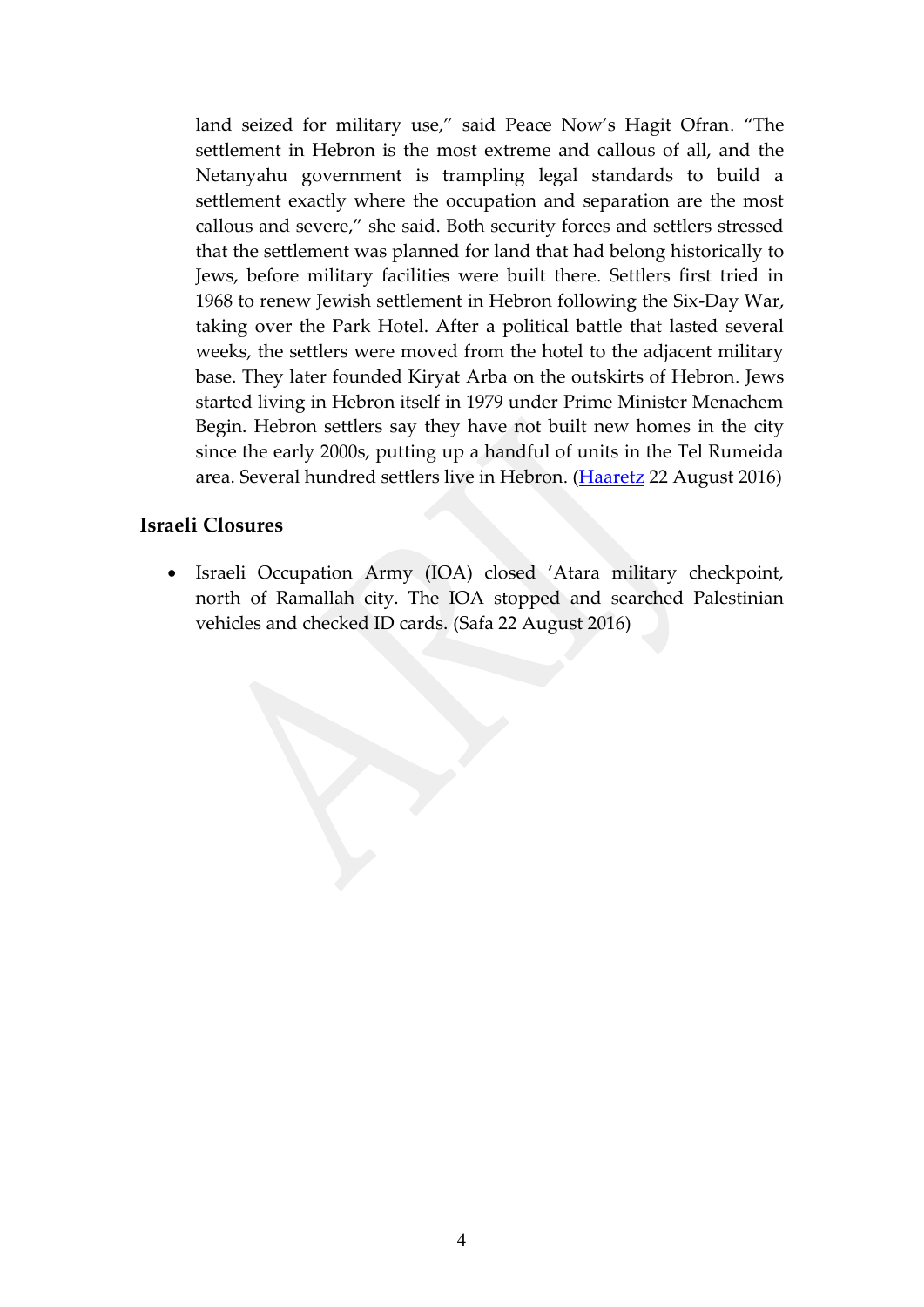land seized for military use," said Peace Now's Hagit Ofran. "The settlement in Hebron is the most extreme and callous of all, and the Netanyahu government is trampling legal standards to build a settlement exactly where the occupation and separation are the most callous and severe," she said. Both security forces and settlers stressed that the settlement was planned for land that had belong historically to Jews, before military facilities were built there. Settlers first tried in 1968 to renew Jewish settlement in Hebron following the Six-Day War, taking over the Park Hotel. After a political battle that lasted several weeks, the settlers were moved from the hotel to the adjacent military base. They later founded Kiryat Arba on the outskirts of Hebron. Jews started living in Hebron itself in 1979 under Prime Minister Menachem Begin. Hebron settlers say they have not built new homes in the city since the early 2000s, putting up a handful of units in the Tel Rumeida area. Several hundred settlers live in Hebron. (Haaretz 22 August 2016)

## Israeli Closures

- Israeli Occupation Army (IOA) closed 'Atara military checkpoint, north of Ramallah city. The IOA stopped and searched Palestinian vehicles and checked ID cards. (Safa 22 August 2016)